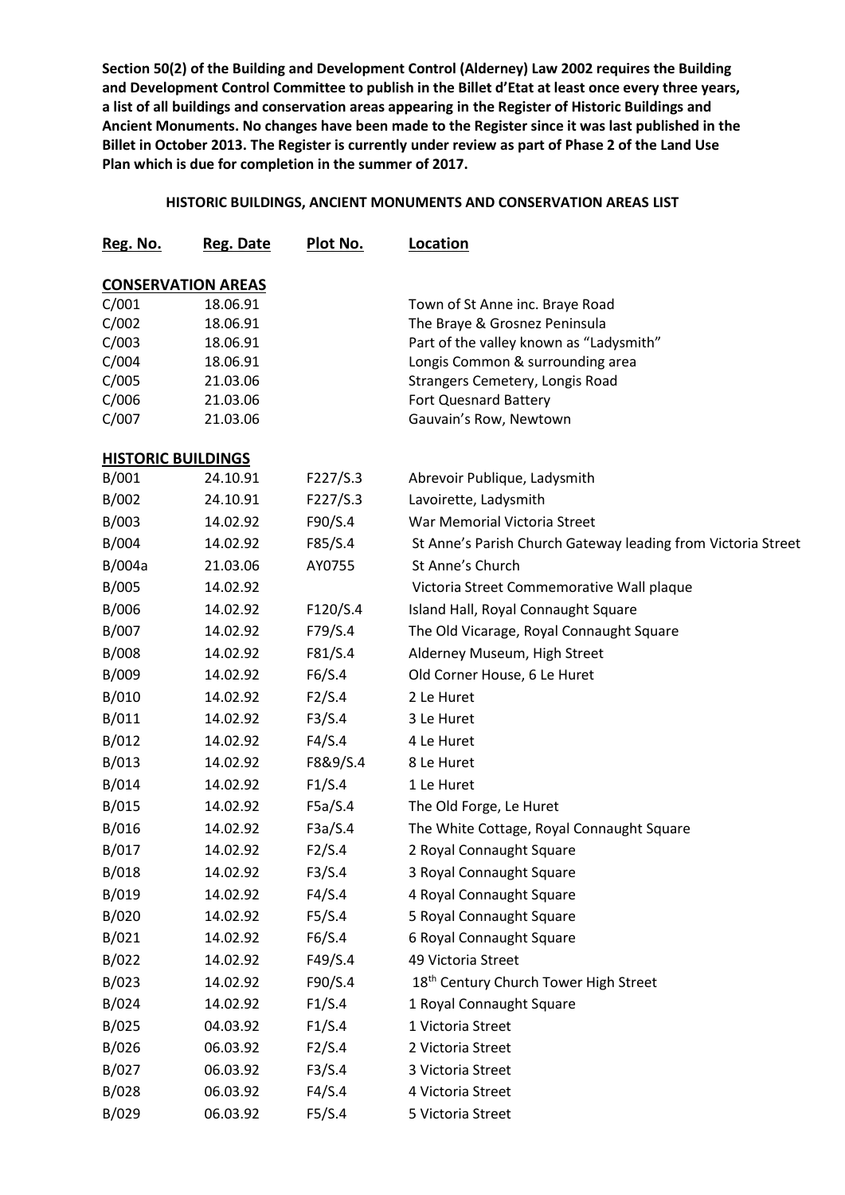**Section 50(2) of the Building and Development Control (Alderney) Law 2002 requires the Building and Development Control Committee to publish in the Billet d'Etat at least once every three years, a list of all buildings and conservation areas appearing in the Register of Historic Buildings and Ancient Monuments. No changes have been made to the Register since it was last published in the Billet in October 2013. The Register is currently under review as part of Phase 2 of the Land Use Plan which is due for completion in the summer of 2017.**

**HISTORIC BUILDINGS, ANCIENT MONUMENTS AND CONSERVATION AREAS LIST**

| Reg. No. | Reg. Date | Plot No. | Location |
|---|---|---|---|
| **CONSERVATION AREAS** | | | |
| C/001 | 18.06.91 | | Town of St Anne inc. Braye Road |
| C/002 | 18.06.91 | | The Braye & Grosnez Peninsula |
| C/003 | 18.06.91 | | Part of the valley known as "Ladysmith" |
| C/004 | 18.06.91 | | Longis Common & surrounding area |
| C/005 | 21.03.06 | | Strangers Cemetery, Longis Road |
| C/006 | 21.03.06 | | Fort Quesnard Battery |
| C/007 | 21.03.06 | | Gauvain's Row, Newtown |
| **HISTORIC BUILDINGS** | | | |
| B/001 | 24.10.91 | F227/S.3 | Abrevoir Publique, Ladysmith |
| B/002 | 24.10.91 | F227/S.3 | Lavoirette, Ladysmith |
| B/003 | 14.02.92 | F90/S.4 | War Memorial Victoria Street |
| B/004 | 14.02.92 | F85/S.4 | St Anne's Parish Church Gateway leading from Victoria Street |
| B/004a | 21.03.06 | AY0755 | St Anne's Church |
| B/005 | 14.02.92 | | Victoria Street Commemorative Wall plaque |
| B/006 | 14.02.92 | F120/S.4 | Island Hall, Royal Connaught Square |
| B/007 | 14.02.92 | F79/S.4 | The Old Vicarage, Royal Connaught Square |
| B/008 | 14.02.92 | F81/S.4 | Alderney Museum, High Street |
| B/009 | 14.02.92 | F6/S.4 | Old Corner House, 6 Le Huret |
| B/010 | 14.02.92 | F2/S.4 | 2 Le Huret |
| B/011 | 14.02.92 | F3/S.4 | 3 Le Huret |
| B/012 | 14.02.92 | F4/S.4 | 4 Le Huret |
| B/013 | 14.02.92 | F8&9/S.4 | 8 Le Huret |
| B/014 | 14.02.92 | F1/S.4 | 1 Le Huret |
| B/015 | 14.02.92 | F5a/S.4 | The Old Forge, Le Huret |
| B/016 | 14.02.92 | F3a/S.4 | The White Cottage, Royal Connaught Square |
| B/017 | 14.02.92 | F2/S.4 | 2 Royal Connaught Square |
| B/018 | 14.02.92 | F3/S.4 | 3 Royal Connaught Square |
| B/019 | 14.02.92 | F4/S.4 | 4 Royal Connaught Square |
| B/020 | 14.02.92 | F5/S.4 | 5 Royal Connaught Square |
| B/021 | 14.02.92 | F6/S.4 | 6 Royal Connaught Square |
| B/022 | 14.02.92 | F49/S.4 | 49 Victoria Street |
| B/023 | 14.02.92 | F90/S.4 | 18th Century Church Tower High Street |
| B/024 | 14.02.92 | F1/S.4 | 1 Royal Connaught Square |
| B/025 | 04.03.92 | F1/S.4 | 1 Victoria Street |
| B/026 | 06.03.92 | F2/S.4 | 2 Victoria Street |
| B/027 | 06.03.92 | F3/S.4 | 3 Victoria Street |
| B/028 | 06.03.92 | F4/S.4 | 4 Victoria Street |
| B/029 | 06.03.92 | F5/S.4 | 5 Victoria Street |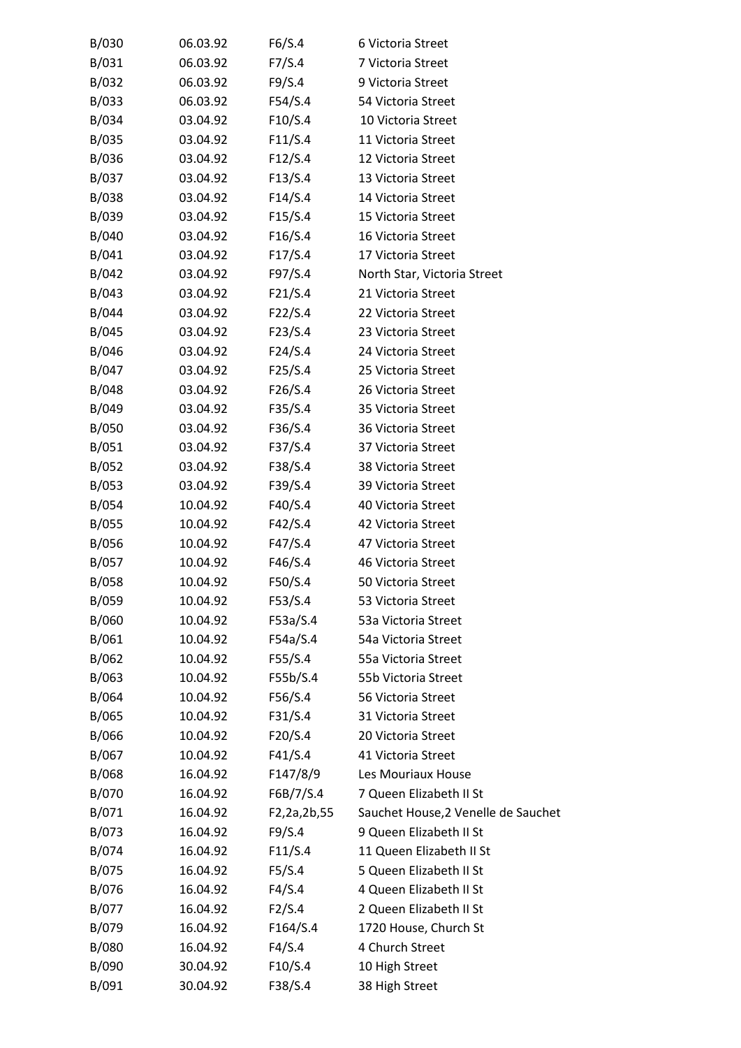| | | | |
|---|---|---|---|
| B/030 | 06.03.92 | F6/S.4 | 6 Victoria Street |
| B/031 | 06.03.92 | F7/S.4 | 7 Victoria Street |
| B/032 | 06.03.92 | F9/S.4 | 9 Victoria Street |
| B/033 | 06.03.92 | F54/S.4 | 54 Victoria Street |
| B/034 | 03.04.92 | F10/S.4 | 10 Victoria Street |
| B/035 | 03.04.92 | F11/S.4 | 11 Victoria Street |
| B/036 | 03.04.92 | F12/S.4 | 12 Victoria Street |
| B/037 | 03.04.92 | F13/S.4 | 13 Victoria Street |
| B/038 | 03.04.92 | F14/S.4 | 14 Victoria Street |
| B/039 | 03.04.92 | F15/S.4 | 15 Victoria Street |
| B/040 | 03.04.92 | F16/S.4 | 16 Victoria Street |
| B/041 | 03.04.92 | F17/S.4 | 17 Victoria Street |
| B/042 | 03.04.92 | F97/S.4 | North Star, Victoria Street |
| B/043 | 03.04.92 | F21/S.4 | 21 Victoria Street |
| B/044 | 03.04.92 | F22/S.4 | 22 Victoria Street |
| B/045 | 03.04.92 | F23/S.4 | 23 Victoria Street |
| B/046 | 03.04.92 | F24/S.4 | 24 Victoria Street |
| B/047 | 03.04.92 | F25/S.4 | 25 Victoria Street |
| B/048 | 03.04.92 | F26/S.4 | 26 Victoria Street |
| B/049 | 03.04.92 | F35/S.4 | 35 Victoria Street |
| B/050 | 03.04.92 | F36/S.4 | 36 Victoria Street |
| B/051 | 03.04.92 | F37/S.4 | 37 Victoria Street |
| B/052 | 03.04.92 | F38/S.4 | 38 Victoria Street |
| B/053 | 03.04.92 | F39/S.4 | 39 Victoria Street |
| B/054 | 10.04.92 | F40/S.4 | 40 Victoria Street |
| B/055 | 10.04.92 | F42/S.4 | 42 Victoria Street |
| B/056 | 10.04.92 | F47/S.4 | 47 Victoria Street |
| B/057 | 10.04.92 | F46/S.4 | 46 Victoria Street |
| B/058 | 10.04.92 | F50/S.4 | 50 Victoria Street |
| B/059 | 10.04.92 | F53/S.4 | 53 Victoria Street |
| B/060 | 10.04.92 | F53a/S.4 | 53a Victoria Street |
| B/061 | 10.04.92 | F54a/S.4 | 54a Victoria Street |
| B/062 | 10.04.92 | F55/S.4 | 55a Victoria Street |
| B/063 | 10.04.92 | F55b/S.4 | 55b Victoria Street |
| B/064 | 10.04.92 | F56/S.4 | 56 Victoria Street |
| B/065 | 10.04.92 | F31/S.4 | 31 Victoria Street |
| B/066 | 10.04.92 | F20/S.4 | 20 Victoria Street |
| B/067 | 10.04.92 | F41/S.4 | 41 Victoria Street |
| B/068 | 16.04.92 | F147/8/9 | Les Mouriaux House |
| B/070 | 16.04.92 | F6B/7/S.4 | 7 Queen Elizabeth II St |
| B/071 | 16.04.92 | F2,2a,2b,55 | Sauchet House,2 Venelle de Sauchet |
| B/073 | 16.04.92 | F9/S.4 | 9 Queen Elizabeth II St |
| B/074 | 16.04.92 | F11/S.4 | 11 Queen Elizabeth II St |
| B/075 | 16.04.92 | F5/S.4 | 5 Queen Elizabeth II St |
| B/076 | 16.04.92 | F4/S.4 | 4 Queen Elizabeth II St |
| B/077 | 16.04.92 | F2/S.4 | 2 Queen Elizabeth II St |
| B/079 | 16.04.92 | F164/S.4 | 1720 House, Church St |
| B/080 | 16.04.92 | F4/S.4 | 4 Church Street |
| B/090 | 30.04.92 | F10/S.4 | 10 High Street |
| B/091 | 30.04.92 | F38/S.4 | 38 High Street |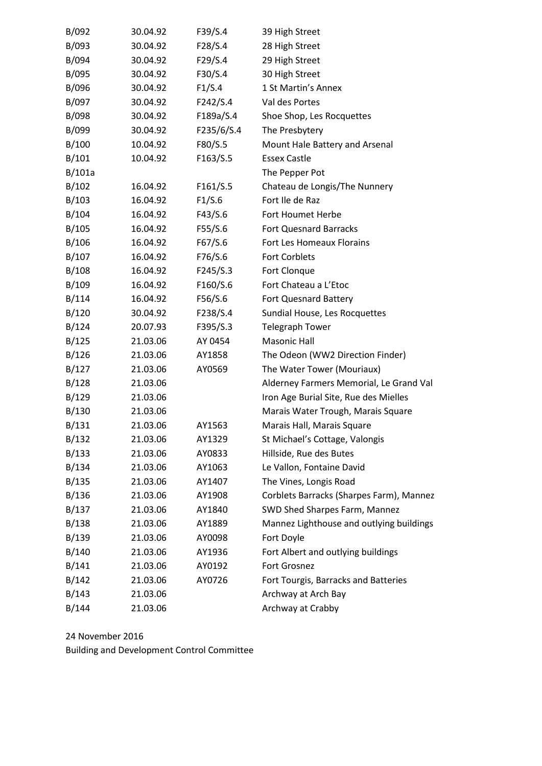| | | | |
|---|---|---|---|
| B/092 | 30.04.92 | F39/S.4 | 39 High Street |
| B/093 | 30.04.92 | F28/S.4 | 28 High Street |
| B/094 | 30.04.92 | F29/S.4 | 29 High Street |
| B/095 | 30.04.92 | F30/S.4 | 30 High Street |
| B/096 | 30.04.92 | F1/S.4 | 1 St Martin's Annex |
| B/097 | 30.04.92 | F242/S.4 | Val des Portes |
| B/098 | 30.04.92 | F189a/S.4 | Shoe Shop, Les Rocquettes |
| B/099 | 30.04.92 | F235/6/S.4 | The Presbytery |
| B/100 | 10.04.92 | F80/S.5 | Mount Hale Battery and Arsenal |
| B/101 | 10.04.92 | F163/S.5 | Essex Castle |
| B/101a | | | The Pepper Pot |
| B/102 | 16.04.92 | F161/S.5 | Chateau de Longis/The Nunnery |
| B/103 | 16.04.92 | F1/S.6 | Fort Ile de Raz |
| B/104 | 16.04.92 | F43/S.6 | Fort Houmet Herbe |
| B/105 | 16.04.92 | F55/S.6 | Fort Quesnard Barracks |
| B/106 | 16.04.92 | F67/S.6 | Fort Les Homeaux Florains |
| B/107 | 16.04.92 | F76/S.6 | Fort Corblets |
| B/108 | 16.04.92 | F245/S.3 | Fort Clonque |
| B/109 | 16.04.92 | F160/S.6 | Fort Chateau a L'Etoc |
| B/114 | 16.04.92 | F56/S.6 | Fort Quesnard Battery |
| B/120 | 30.04.92 | F238/S.4 | Sundial House, Les Rocquettes |
| B/124 | 20.07.93 | F395/S.3 | Telegraph Tower |
| B/125 | 21.03.06 | AY 0454 | Masonic Hall |
| B/126 | 21.03.06 | AY1858 | The Odeon (WW2 Direction Finder) |
| B/127 | 21.03.06 | AY0569 | The Water Tower (Mouriaux) |
| B/128 | 21.03.06 | | Alderney Farmers Memorial, Le Grand Val |
| B/129 | 21.03.06 | | Iron Age Burial Site, Rue des Mielles |
| B/130 | 21.03.06 | | Marais Water Trough, Marais Square |
| B/131 | 21.03.06 | AY1563 | Marais Hall, Marais Square |
| B/132 | 21.03.06 | AY1329 | St Michael's Cottage, Valongis |
| B/133 | 21.03.06 | AY0833 | Hillside, Rue des Butes |
| B/134 | 21.03.06 | AY1063 | Le Vallon, Fontaine David |
| B/135 | 21.03.06 | AY1407 | The Vines, Longis Road |
| B/136 | 21.03.06 | AY1908 | Corblets Barracks (Sharpes Farm), Mannez |
| B/137 | 21.03.06 | AY1840 | SWD Shed Sharpes Farm, Mannez |
| B/138 | 21.03.06 | AY1889 | Mannez Lighthouse and outlying buildings |
| B/139 | 21.03.06 | AY0098 | Fort Doyle |
| B/140 | 21.03.06 | AY1936 | Fort Albert and outlying buildings |
| B/141 | 21.03.06 | AY0192 | Fort Grosnez |
| B/142 | 21.03.06 | AY0726 | Fort Tourgis, Barracks and Batteries |
| B/143 | 21.03.06 | | Archway at Arch Bay |
| B/144 | 21.03.06 | | Archway at Crabby |

24 November 2016

Building and Development Control Committee